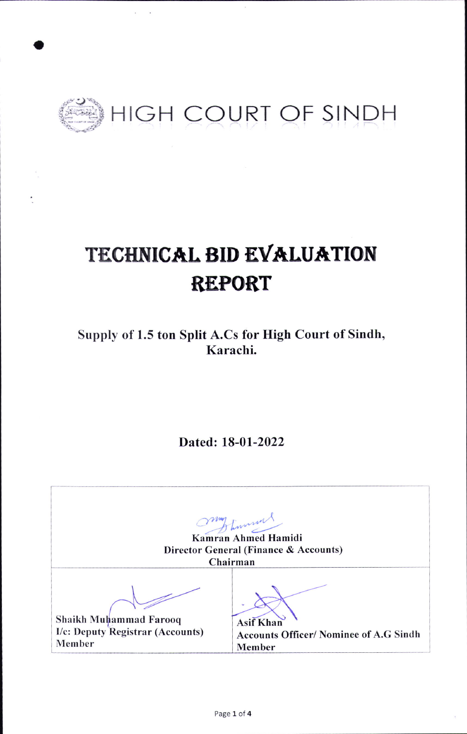# HIGH COURT OF SINDH

# TECHNICAL BID EVALUATION REPORT

**Supply of 1.5 ton Split A.Cs for High Court of Sindh, Karachi.**

**Dated: 18-01-2022**

| Kamran Ahmed Hamidi<br>Director General (Finance & Accounts)<br>Chairman | |
|---|---|
| Shaikh Muhammad Farooq<br>I/c: Deputy Registrar (Accounts)<br>Member | Asif Khan<br>Accounts Officer/ Nominee of A.G Sindh<br>Member |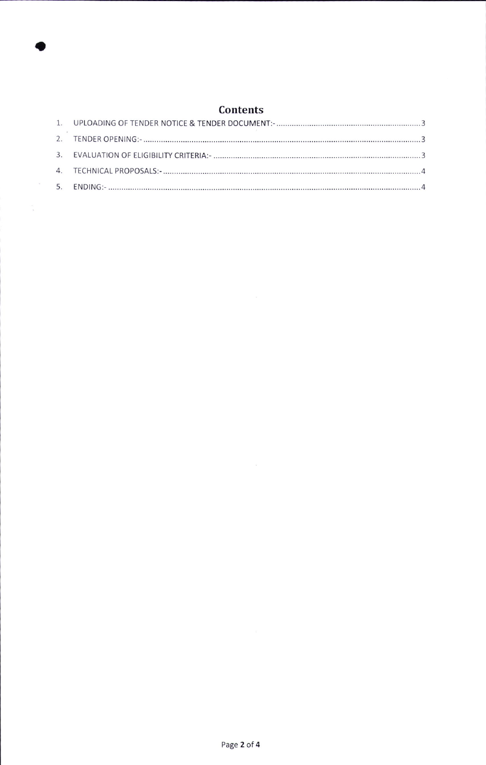## Contents

1. UPLOADING OF TENDER NOTICE & TENDER DOCUMENT:- .................................................................. 3
2. TENDER OPENING:- ............................................................................................................................. 3
3. EVALUATION OF ELIGIBILITY CRITERIA:- .......................................................................................... 3
4. TECHNICAL PROPOSALS:- ................................................................................................................... 4
5. ENDING:- .............................................................................................................................................. 4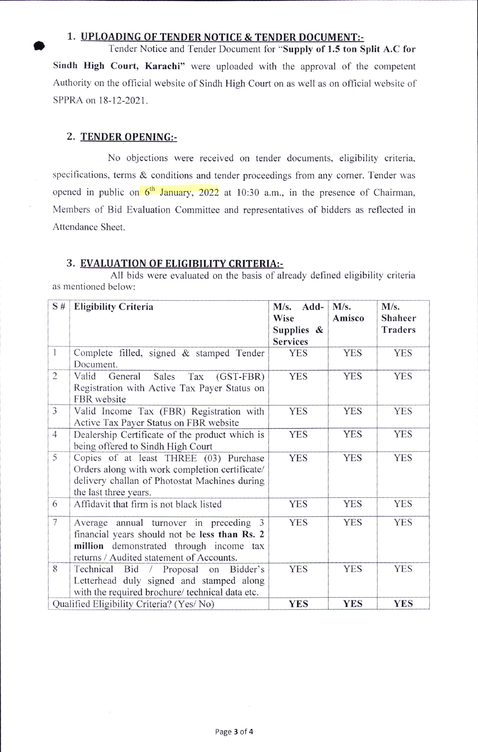## 1. UPLOADING OF TENDER NOTICE & TENDER DOCUMENT:-

Tender Notice and Tender Document for "**Supply of 1.5 ton Split A.C for Sindh High Court, Karachi**" were uploaded with the approval of the competent Authority on the official website of Sindh High Court on as well as on official website of SPPRA on 18-12-2021.

## 2. TENDER OPENING:-

No objections were received on tender documents, eligibility criteria, specifications, terms & conditions and tender proceedings from any corner. Tender was opened in public on 6th January, 2022 at 10:30 a.m., in the presence of Chairman, Members of Bid Evaluation Committee and representatives of bidders as reflected in Attendance Sheet.

## 3. EVALUATION OF ELIGIBILITY CRITERIA:-

All bids were evaluated on the basis of already defined eligibility criteria as mentioned below:

| S # | Eligibility Criteria | M/s. Add-Wise Supplies & Services | M/s. Amisco | M/s. Shaheer Traders |
|---|---|---|---|---|
| 1 | Complete filled, signed & stamped Tender Document. | YES | YES | YES |
| 2 | Valid General Sales Tax (GST-FBR) Registration with Active Tax Payer Status on FBR website | YES | YES | YES |
| 3 | Valid Income Tax (FBR) Registration with Active Tax Payer Status on FBR website | YES | YES | YES |
| 4 | Dealership Certificate of the product which is being offered to Sindh High Court | YES | YES | YES |
| 5 | Copies of at least THREE (03) Purchase Orders along with work completion certificate/ delivery challan of Photostat Machines during the last three years. | YES | YES | YES |
| 6 | Affidavit that firm is not black listed | YES | YES | YES |
| 7 | Average annual turnover in preceding 3 financial years should not be **less than Rs. 2 million** demonstrated through income tax returns / Audited statement of Accounts. | YES | YES | YES |
| 8 | Technical Bid / Proposal on Bidder's Letterhead duly signed and stamped along with the required brochure/ technical data etc. | YES | YES | YES |
| Qualified Eligibility Criteria? (Yes/ No) | | **YES** | **YES** | **YES** |